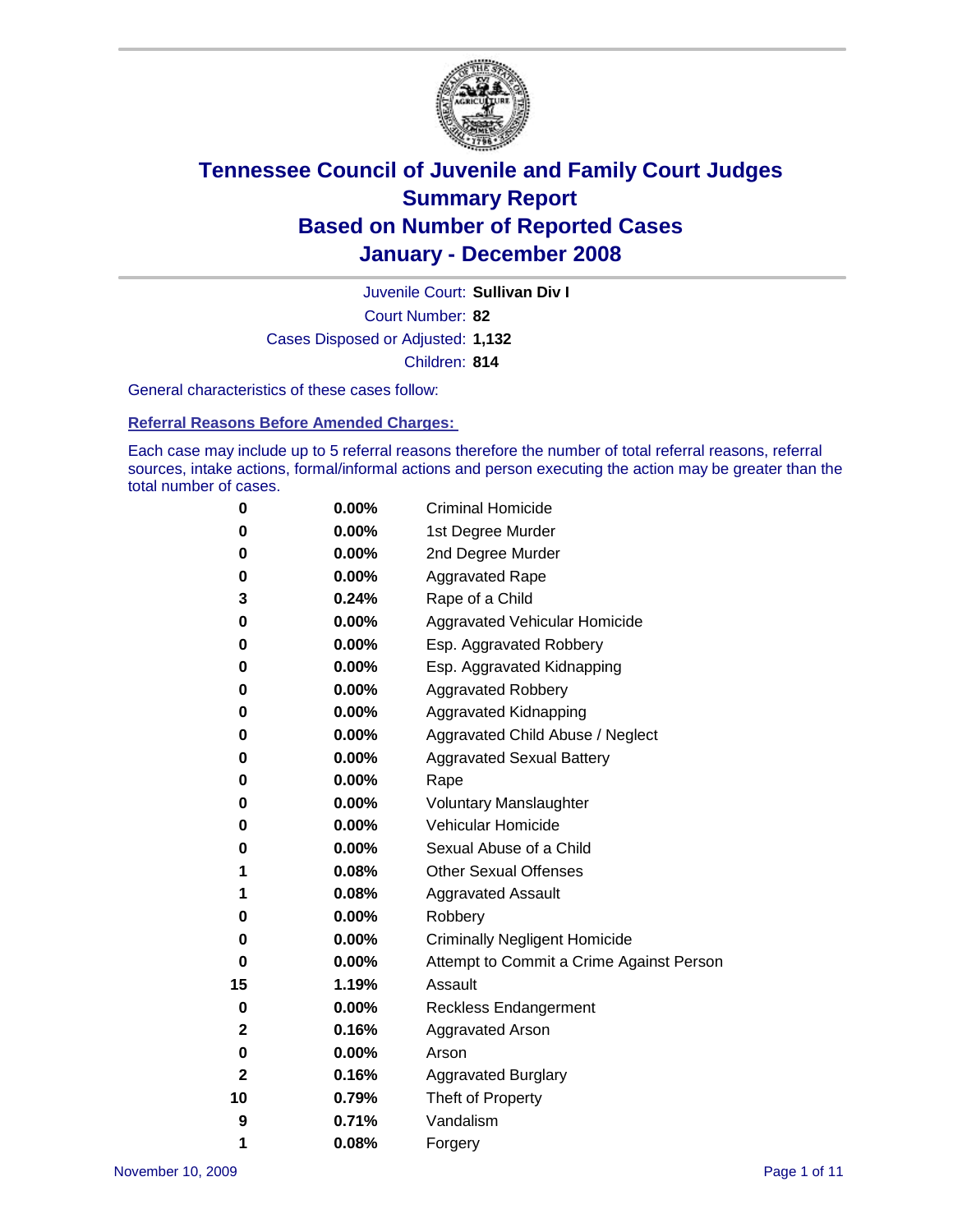# Tennessee Council of Juvenile and Family Court Judges
# Summary Report
# Based on Number of Reported Cases
# January - December 2008

Juvenile Court: **Sullivan Div I**

Court Number: **82**

Cases Disposed or Adjusted: **1,132**

Children: **814**

General characteristics of these cases follow:

## Referral Reasons Before Amended Charges:

Each case may include up to 5 referral reasons therefore the number of total referral reasons, referral sources, intake actions, formal/informal actions and person executing the action may be greater than the total number of cases.

| Count | Percent | Referral Reason |
|---|---|---|
| 0 | 0.00% | Criminal Homicide |
| 0 | 0.00% | 1st Degree Murder |
| 0 | 0.00% | 2nd Degree Murder |
| 0 | 0.00% | Aggravated Rape |
| 3 | 0.24% | Rape of a Child |
| 0 | 0.00% | Aggravated Vehicular Homicide |
| 0 | 0.00% | Esp. Aggravated Robbery |
| 0 | 0.00% | Esp. Aggravated Kidnapping |
| 0 | 0.00% | Aggravated Robbery |
| 0 | 0.00% | Aggravated Kidnapping |
| 0 | 0.00% | Aggravated Child Abuse / Neglect |
| 0 | 0.00% | Aggravated Sexual Battery |
| 0 | 0.00% | Rape |
| 0 | 0.00% | Voluntary Manslaughter |
| 0 | 0.00% | Vehicular Homicide |
| 0 | 0.00% | Sexual Abuse of a Child |
| 1 | 0.08% | Other Sexual Offenses |
| 1 | 0.08% | Aggravated Assault |
| 0 | 0.00% | Robbery |
| 0 | 0.00% | Criminally Negligent Homicide |
| 0 | 0.00% | Attempt to Commit a Crime Against Person |
| 15 | 1.19% | Assault |
| 0 | 0.00% | Reckless Endangerment |
| 2 | 0.16% | Aggravated Arson |
| 0 | 0.00% | Arson |
| 2 | 0.16% | Aggravated Burglary |
| 10 | 0.79% | Theft of Property |
| 9 | 0.71% | Vandalism |
| 1 | 0.08% | Forgery |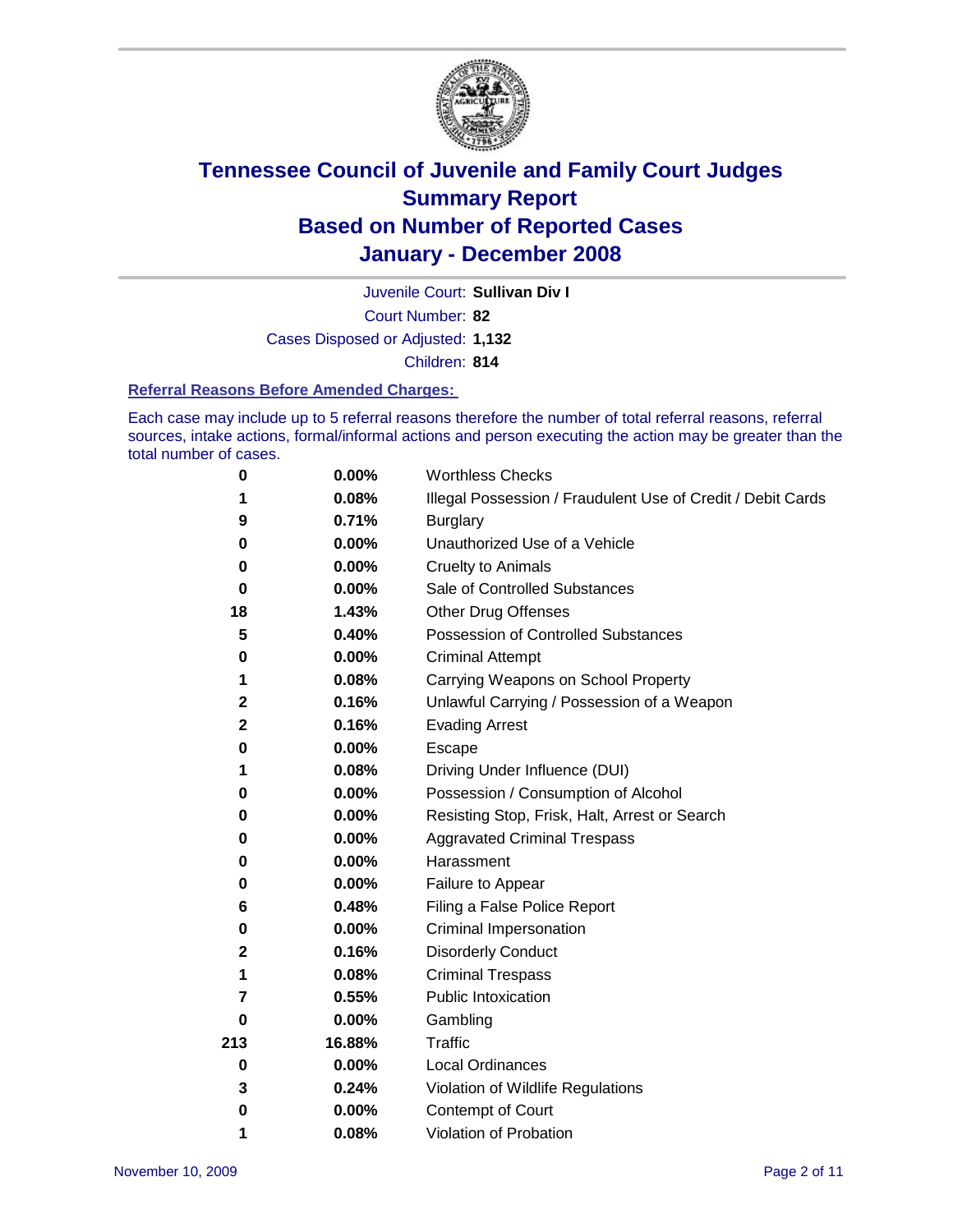# Tennessee Council of Juvenile and Family Court Judges
## Summary Report
## Based on Number of Reported Cases
## January - December 2008

Juvenile Court: **Sullivan Div I**

Court Number: **82**

Cases Disposed or Adjusted: **1,132**

Children: **814**

### Referral Reasons Before Amended Charges:

Each case may include up to 5 referral reasons therefore the number of total referral reasons, referral sources, intake actions, formal/informal actions and person executing the action may be greater than the total number of cases.

| | | |
|---|---|---|
| 0 | 0.00% | Worthless Checks |
| 1 | 0.08% | Illegal Possession / Fraudulent Use of Credit / Debit Cards |
| 9 | 0.71% | Burglary |
| 0 | 0.00% | Unauthorized Use of a Vehicle |
| 0 | 0.00% | Cruelty to Animals |
| 0 | 0.00% | Sale of Controlled Substances |
| 18 | 1.43% | Other Drug Offenses |
| 5 | 0.40% | Possession of Controlled Substances |
| 0 | 0.00% | Criminal Attempt |
| 1 | 0.08% | Carrying Weapons on School Property |
| 2 | 0.16% | Unlawful Carrying / Possession of a Weapon |
| 2 | 0.16% | Evading Arrest |
| 0 | 0.00% | Escape |
| 1 | 0.08% | Driving Under Influence (DUI) |
| 0 | 0.00% | Possession / Consumption of Alcohol |
| 0 | 0.00% | Resisting Stop, Frisk, Halt, Arrest or Search |
| 0 | 0.00% | Aggravated Criminal Trespass |
| 0 | 0.00% | Harassment |
| 0 | 0.00% | Failure to Appear |
| 6 | 0.48% | Filing a False Police Report |
| 0 | 0.00% | Criminal Impersonation |
| 2 | 0.16% | Disorderly Conduct |
| 1 | 0.08% | Criminal Trespass |
| 7 | 0.55% | Public Intoxication |
| 0 | 0.00% | Gambling |
| 213 | 16.88% | Traffic |
| 0 | 0.00% | Local Ordinances |
| 3 | 0.24% | Violation of Wildlife Regulations |
| 0 | 0.00% | Contempt of Court |
| 1 | 0.08% | Violation of Probation |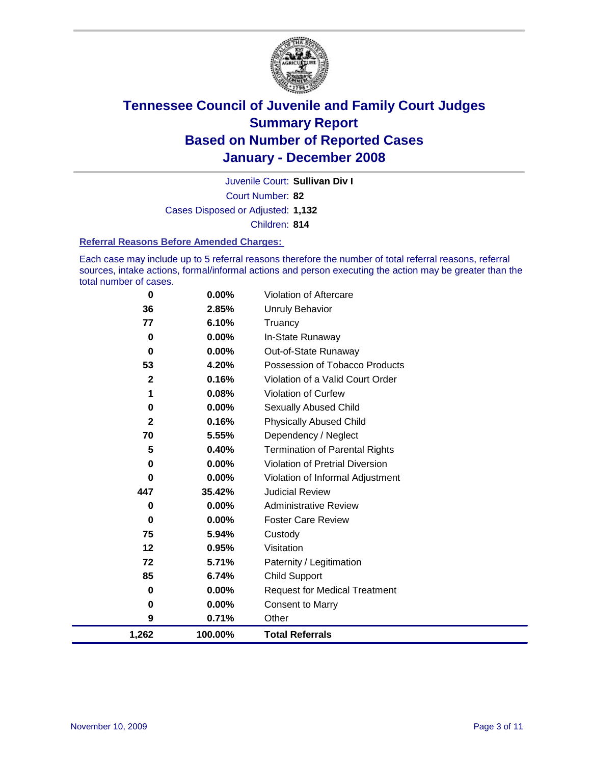# Tennessee Council of Juvenile and Family Court Judges
## Summary Report
## Based on Number of Reported Cases
## January - December 2008

Juvenile Court: **Sullivan Div I**

Court Number: **82**

Cases Disposed or Adjusted: **1,132**

Children: **814**

### Referral Reasons Before Amended Charges:

Each case may include up to 5 referral reasons therefore the number of total referral reasons, referral sources, intake actions, formal/informal actions and person executing the action may be greater than the total number of cases.

| Count | Percent | Referral Reason |
|---|---|---|
| 0 | 0.00% | Violation of Aftercare |
| 36 | 2.85% | Unruly Behavior |
| 77 | 6.10% | Truancy |
| 0 | 0.00% | In-State Runaway |
| 0 | 0.00% | Out-of-State Runaway |
| 53 | 4.20% | Possession of Tobacco Products |
| 2 | 0.16% | Violation of a Valid Court Order |
| 1 | 0.08% | Violation of Curfew |
| 0 | 0.00% | Sexually Abused Child |
| 2 | 0.16% | Physically Abused Child |
| 70 | 5.55% | Dependency / Neglect |
| 5 | 0.40% | Termination of Parental Rights |
| 0 | 0.00% | Violation of Pretrial Diversion |
| 0 | 0.00% | Violation of Informal Adjustment |
| 447 | 35.42% | Judicial Review |
| 0 | 0.00% | Administrative Review |
| 0 | 0.00% | Foster Care Review |
| 75 | 5.94% | Custody |
| 12 | 0.95% | Visitation |
| 72 | 5.71% | Paternity / Legitimation |
| 85 | 6.74% | Child Support |
| 0 | 0.00% | Request for Medical Treatment |
| 0 | 0.00% | Consent to Marry |
| 9 | 0.71% | Other |
| **1,262** | **100.00%** | **Total Referrals** |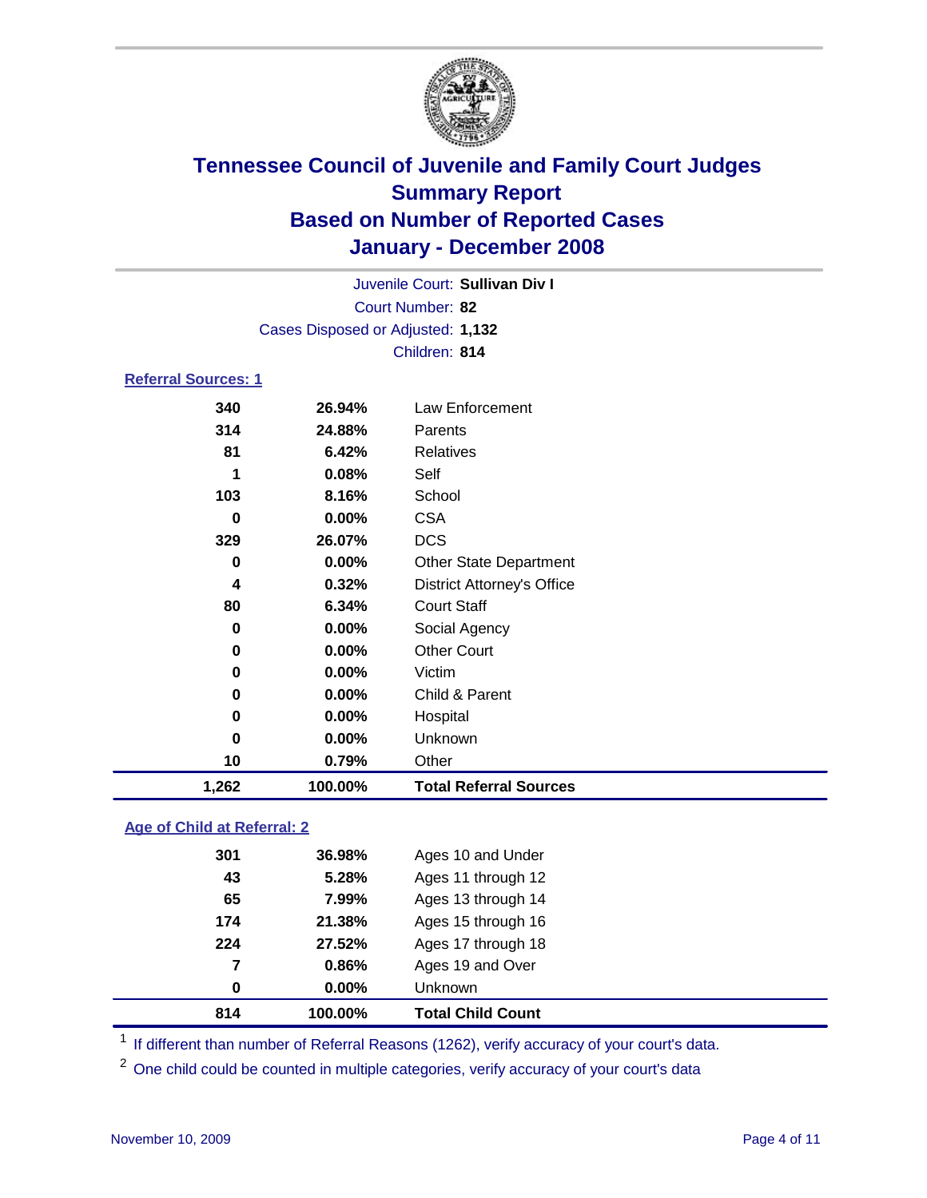# Tennessee Council of Juvenile and Family Court Judges
# Summary Report
# Based on Number of Reported Cases
# January - December 2008

Juvenile Court: **Sullivan Div I**

Court Number: **82**

Cases Disposed or Adjusted: **1,132**

Children: **814**

### Referral Sources: 1

| | | |
|---|---|---|
| 340 | 26.94% | Law Enforcement |
| 314 | 24.88% | Parents |
| 81 | 6.42% | Relatives |
| 1 | 0.08% | Self |
| 103 | 8.16% | School |
| 0 | 0.00% | CSA |
| 329 | 26.07% | DCS |
| 0 | 0.00% | Other State Department |
| 4 | 0.32% | District Attorney's Office |
| 80 | 6.34% | Court Staff |
| 0 | 0.00% | Social Agency |
| 0 | 0.00% | Other Court |
| 0 | 0.00% | Victim |
| 0 | 0.00% | Child & Parent |
| 0 | 0.00% | Hospital |
| 0 | 0.00% | Unknown |
| 10 | 0.79% | Other |
| **1,262** | **100.00%** | **Total Referral Sources** |

### Age of Child at Referral: 2

| | | |
|---|---|---|
| 301 | 36.98% | Ages 10 and Under |
| 43 | 5.28% | Ages 11 through 12 |
| 65 | 7.99% | Ages 13 through 14 |
| 174 | 21.38% | Ages 15 through 16 |
| 224 | 27.52% | Ages 17 through 18 |
| 7 | 0.86% | Ages 19 and Over |
| 0 | 0.00% | Unknown |
| **814** | **100.00%** | **Total Child Count** |

[1] If different than number of Referral Reasons (1262), verify accuracy of your court's data.

[2] One child could be counted in multiple categories, verify accuracy of your court's data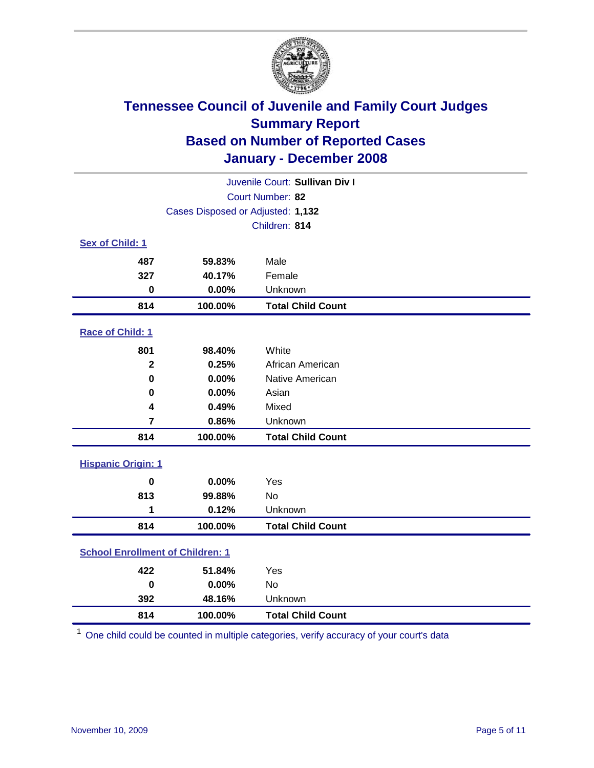# Tennessee Council of Juvenile and Family Court Judges
## Summary Report
## Based on Number of Reported Cases
## January - December 2008

Juvenile Court: **Sullivan Div I**
Court Number: **82**
Cases Disposed or Adjusted: **1,132**
Children: **814**

### Sex of Child: 1

| Count | Percent | Category |
|---|---|---|
| 487 | 59.83% | Male |
| 327 | 40.17% | Female |
| 0 | 0.00% | Unknown |
| **814** | **100.00%** | **Total Child Count** |

### Race of Child: 1

| Count | Percent | Category |
|---|---|---|
| 801 | 98.40% | White |
| 2 | 0.25% | African American |
| 0 | 0.00% | Native American |
| 0 | 0.00% | Asian |
| 4 | 0.49% | Mixed |
| 7 | 0.86% | Unknown |
| **814** | **100.00%** | **Total Child Count** |

### Hispanic Origin: 1

| Count | Percent | Category |
|---|---|---|
| 0 | 0.00% | Yes |
| 813 | 99.88% | No |
| 1 | 0.12% | Unknown |
| **814** | **100.00%** | **Total Child Count** |

### School Enrollment of Children: 1

| Count | Percent | Category |
|---|---|---|
| 422 | 51.84% | Yes |
| 0 | 0.00% | No |
| 392 | 48.16% | Unknown |
| **814** | **100.00%** | **Total Child Count** |

[1] One child could be counted in multiple categories, verify accuracy of your court's data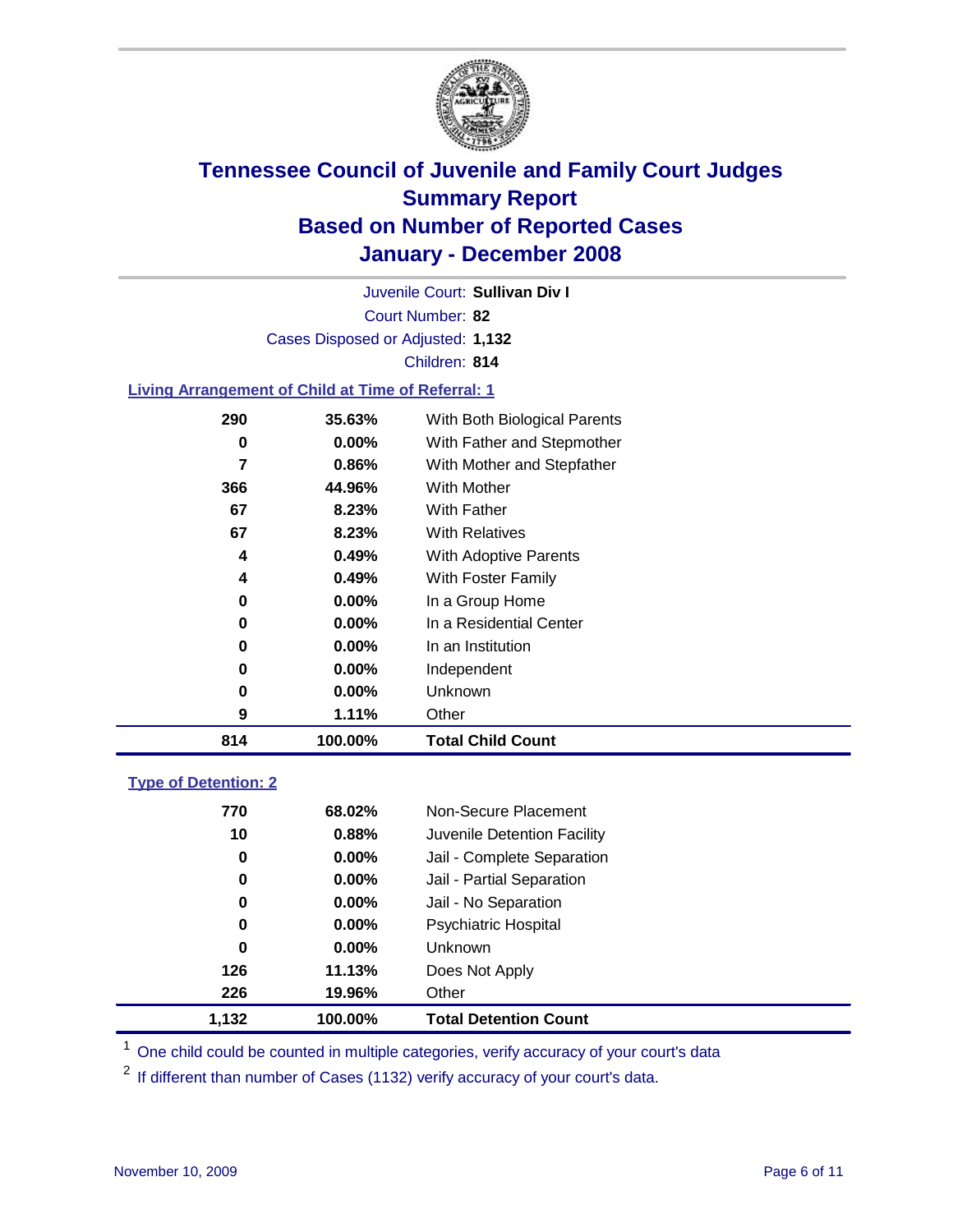# Tennessee Council of Juvenile and Family Court Judges
## Summary Report
## Based on Number of Reported Cases
## January - December 2008

Juvenile Court: **Sullivan Div I**

Court Number: **82**

Cases Disposed or Adjusted: **1,132**

Children: **814**

### Living Arrangement of Child at Time of Referral: 1

| Count | Percent | Category |
|---|---|---|
| 290 | 35.63% | With Both Biological Parents |
| 0 | 0.00% | With Father and Stepmother |
| 7 | 0.86% | With Mother and Stepfather |
| 366 | 44.96% | With Mother |
| 67 | 8.23% | With Father |
| 67 | 8.23% | With Relatives |
| 4 | 0.49% | With Adoptive Parents |
| 4 | 0.49% | With Foster Family |
| 0 | 0.00% | In a Group Home |
| 0 | 0.00% | In a Residential Center |
| 0 | 0.00% | In an Institution |
| 0 | 0.00% | Independent |
| 0 | 0.00% | Unknown |
| 9 | 1.11% | Other |
| **814** | **100.00%** | **Total Child Count** |

### Type of Detention: 2

| Count | Percent | Category |
|---|---|---|
| 770 | 68.02% | Non-Secure Placement |
| 10 | 0.88% | Juvenile Detention Facility |
| 0 | 0.00% | Jail - Complete Separation |
| 0 | 0.00% | Jail - Partial Separation |
| 0 | 0.00% | Jail - No Separation |
| 0 | 0.00% | Psychiatric Hospital |
| 0 | 0.00% | Unknown |
| 126 | 11.13% | Does Not Apply |
| 226 | 19.96% | Other |
| **1,132** | **100.00%** | **Total Detention Count** |

[1] One child could be counted in multiple categories, verify accuracy of your court's data

[2] If different than number of Cases (1132) verify accuracy of your court's data.

November 10, 2009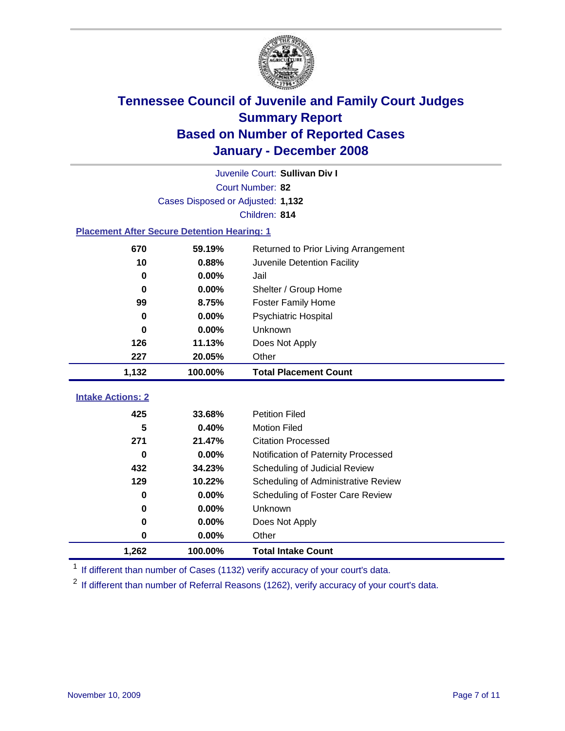# Tennessee Council of Juvenile and Family Court Judges
# Summary Report
# Based on Number of Reported Cases
# January - December 2008

Juvenile Court: **Sullivan Div I**

Court Number: **82**

Cases Disposed or Adjusted: **1,132**

Children: **814**

### Placement After Secure Detention Hearing: 1

| Count | Percent | Placement |
|---|---|---|
| 670 | 59.19% | Returned to Prior Living Arrangement |
| 10 | 0.88% | Juvenile Detention Facility |
| 0 | 0.00% | Jail |
| 0 | 0.00% | Shelter / Group Home |
| 99 | 8.75% | Foster Family Home |
| 0 | 0.00% | Psychiatric Hospital |
| 0 | 0.00% | Unknown |
| 126 | 11.13% | Does Not Apply |
| 227 | 20.05% | Other |
| **1,132** | **100.00%** | **Total Placement Count** |

### Intake Actions: 2

| Count | Percent | Intake Action |
|---|---|---|
| 425 | 33.68% | Petition Filed |
| 5 | 0.40% | Motion Filed |
| 271 | 21.47% | Citation Processed |
| 0 | 0.00% | Notification of Paternity Processed |
| 432 | 34.23% | Scheduling of Judicial Review |
| 129 | 10.22% | Scheduling of Administrative Review |
| 0 | 0.00% | Scheduling of Foster Care Review |
| 0 | 0.00% | Unknown |
| 0 | 0.00% | Does Not Apply |
| 0 | 0.00% | Other |
| **1,262** | **100.00%** | **Total Intake Count** |

[1] If different than number of Cases (1132) verify accuracy of your court's data.

[2] If different than number of Referral Reasons (1262), verify accuracy of your court's data.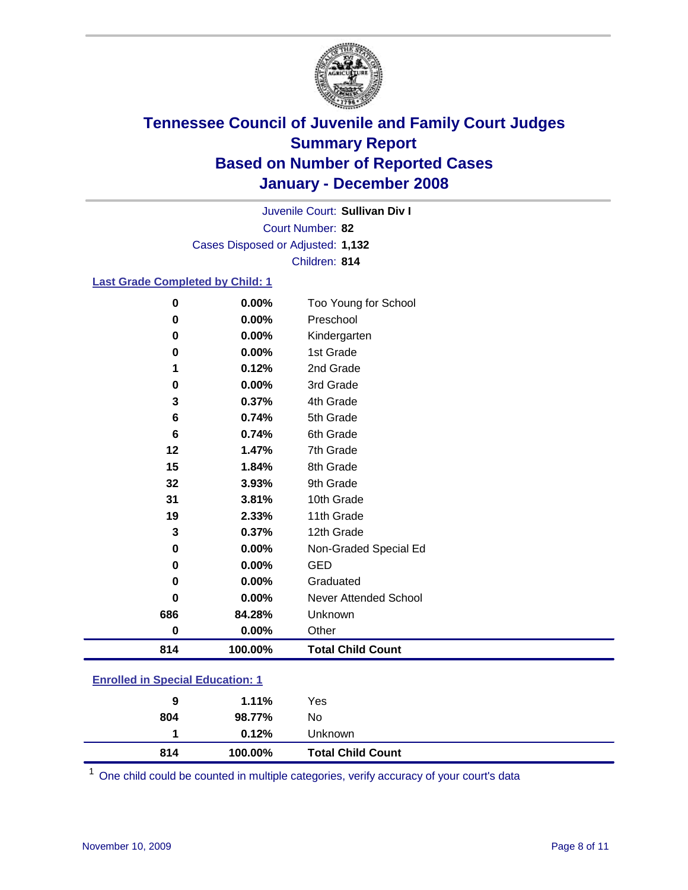# Tennessee Council of Juvenile and Family Court Judges
## Summary Report
## Based on Number of Reported Cases
## January - December 2008

Juvenile Court: **Sullivan Div I**

Court Number: **82**

Cases Disposed or Adjusted: **1,132**

Children: **814**

### Last Grade Completed by Child: 1

| Count | Percent | Category |
|---|---|---|
| 0 | 0.00% | Too Young for School |
| 0 | 0.00% | Preschool |
| 0 | 0.00% | Kindergarten |
| 0 | 0.00% | 1st Grade |
| 1 | 0.12% | 2nd Grade |
| 0 | 0.00% | 3rd Grade |
| 3 | 0.37% | 4th Grade |
| 6 | 0.74% | 5th Grade |
| 6 | 0.74% | 6th Grade |
| 12 | 1.47% | 7th Grade |
| 15 | 1.84% | 8th Grade |
| 32 | 3.93% | 9th Grade |
| 31 | 3.81% | 10th Grade |
| 19 | 2.33% | 11th Grade |
| 3 | 0.37% | 12th Grade |
| 0 | 0.00% | Non-Graded Special Ed |
| 0 | 0.00% | GED |
| 0 | 0.00% | Graduated |
| 0 | 0.00% | Never Attended School |
| 686 | 84.28% | Unknown |
| 0 | 0.00% | Other |
| **814** | **100.00%** | **Total Child Count** |

### Enrolled in Special Education: 1

| Count | Percent | Category |
|---|---|---|
| 9 | 1.11% | Yes |
| 804 | 98.77% | No |
| 1 | 0.12% | Unknown |
| **814** | **100.00%** | **Total Child Count** |

[1] One child could be counted in multiple categories, verify accuracy of your court's data

November 10, 2009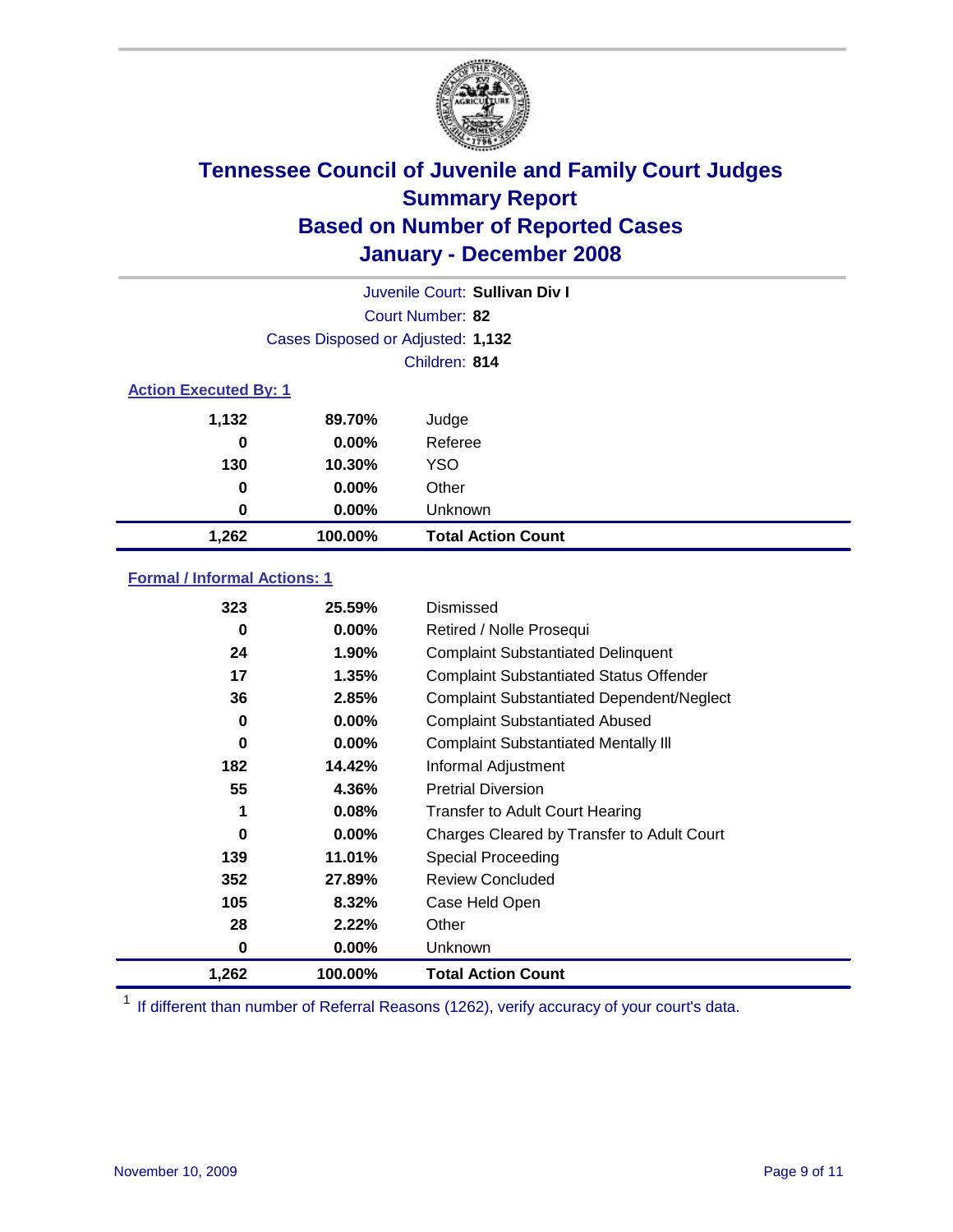# Tennessee Council of Juvenile and Family Court Judges
## Summary Report
## Based on Number of Reported Cases
## January - December 2008

Juvenile Court: **Sullivan Div I**
Court Number: **82**
Cases Disposed or Adjusted: **1,132**
Children: **814**

### Action Executed By: 1

| | | |
|---|---|---|
| 1,132 | 89.70% | Judge |
| 0 | 0.00% | Referee |
| 130 | 10.30% | YSO |
| 0 | 0.00% | Other |
| 0 | 0.00% | Unknown |
| **1,262** | **100.00%** | **Total Action Count** |

### Formal / Informal Actions: 1

| | | |
|---|---|---|
| 323 | 25.59% | Dismissed |
| 0 | 0.00% | Retired / Nolle Prosequi |
| 24 | 1.90% | Complaint Substantiated Delinquent |
| 17 | 1.35% | Complaint Substantiated Status Offender |
| 36 | 2.85% | Complaint Substantiated Dependent/Neglect |
| 0 | 0.00% | Complaint Substantiated Abused |
| 0 | 0.00% | Complaint Substantiated Mentally Ill |
| 182 | 14.42% | Informal Adjustment |
| 55 | 4.36% | Pretrial Diversion |
| 1 | 0.08% | Transfer to Adult Court Hearing |
| 0 | 0.00% | Charges Cleared by Transfer to Adult Court |
| 139 | 11.01% | Special Proceeding |
| 352 | 27.89% | Review Concluded |
| 105 | 8.32% | Case Held Open |
| 28 | 2.22% | Other |
| 0 | 0.00% | Unknown |
| **1,262** | **100.00%** | **Total Action Count** |

[1] If different than number of Referral Reasons (1262), verify accuracy of your court's data.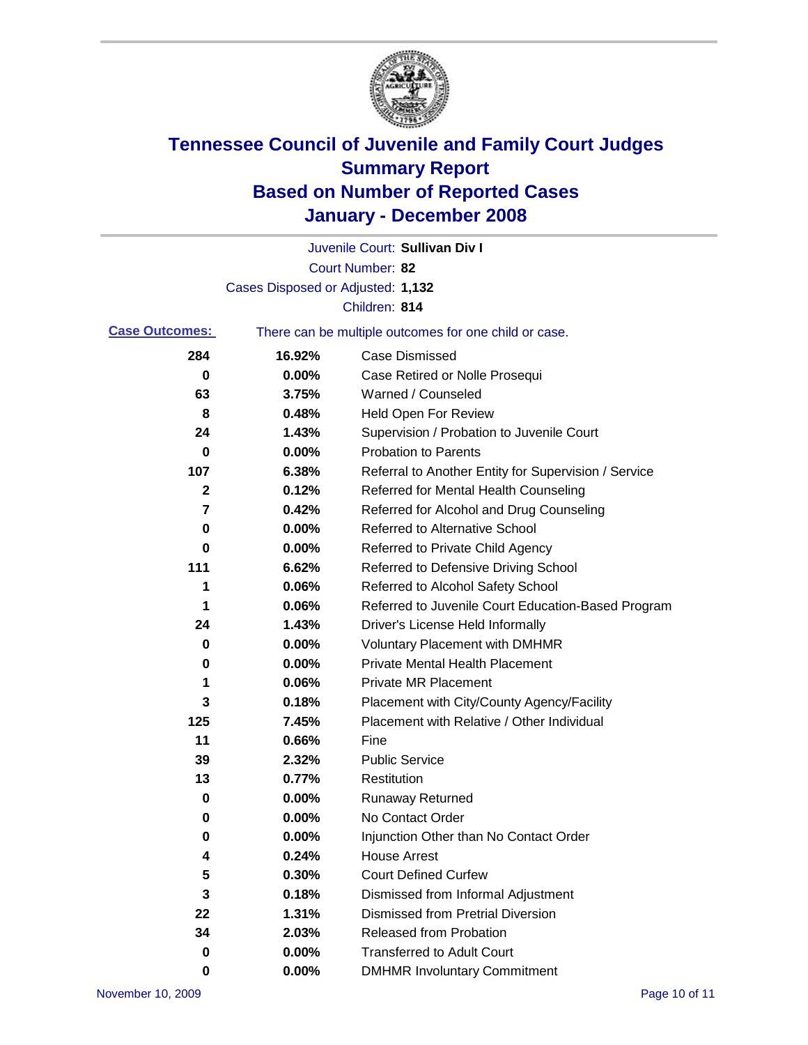# Tennessee Council of Juvenile and Family Court Judges
## Summary Report
## Based on Number of Reported Cases
## January - December 2008

Juvenile Court: **Sullivan Div I**

Court Number: **82**

Cases Disposed or Adjusted: **1,132**

Children: **814**

**Case Outcomes:** There can be multiple outcomes for one child or case.

| Count | Percent | Outcome |
|---|---|---|
| 284 | 16.92% | Case Dismissed |
| 0 | 0.00% | Case Retired or Nolle Prosequi |
| 63 | 3.75% | Warned / Counseled |
| 8 | 0.48% | Held Open For Review |
| 24 | 1.43% | Supervision / Probation to Juvenile Court |
| 0 | 0.00% | Probation to Parents |
| 107 | 6.38% | Referral to Another Entity for Supervision / Service |
| 2 | 0.12% | Referred for Mental Health Counseling |
| 7 | 0.42% | Referred for Alcohol and Drug Counseling |
| 0 | 0.00% | Referred to Alternative School |
| 0 | 0.00% | Referred to Private Child Agency |
| 111 | 6.62% | Referred to Defensive Driving School |
| 1 | 0.06% | Referred to Alcohol Safety School |
| 1 | 0.06% | Referred to Juvenile Court Education-Based Program |
| 24 | 1.43% | Driver's License Held Informally |
| 0 | 0.00% | Voluntary Placement with DMHMR |
| 0 | 0.00% | Private Mental Health Placement |
| 1 | 0.06% | Private MR Placement |
| 3 | 0.18% | Placement with City/County Agency/Facility |
| 125 | 7.45% | Placement with Relative / Other Individual |
| 11 | 0.66% | Fine |
| 39 | 2.32% | Public Service |
| 13 | 0.77% | Restitution |
| 0 | 0.00% | Runaway Returned |
| 0 | 0.00% | No Contact Order |
| 0 | 0.00% | Injunction Other than No Contact Order |
| 4 | 0.24% | House Arrest |
| 5 | 0.30% | Court Defined Curfew |
| 3 | 0.18% | Dismissed from Informal Adjustment |
| 22 | 1.31% | Dismissed from Pretrial Diversion |
| 34 | 2.03% | Released from Probation |
| 0 | 0.00% | Transferred to Adult Court |
| 0 | 0.00% | DMHMR Involuntary Commitment |

November 10, 2009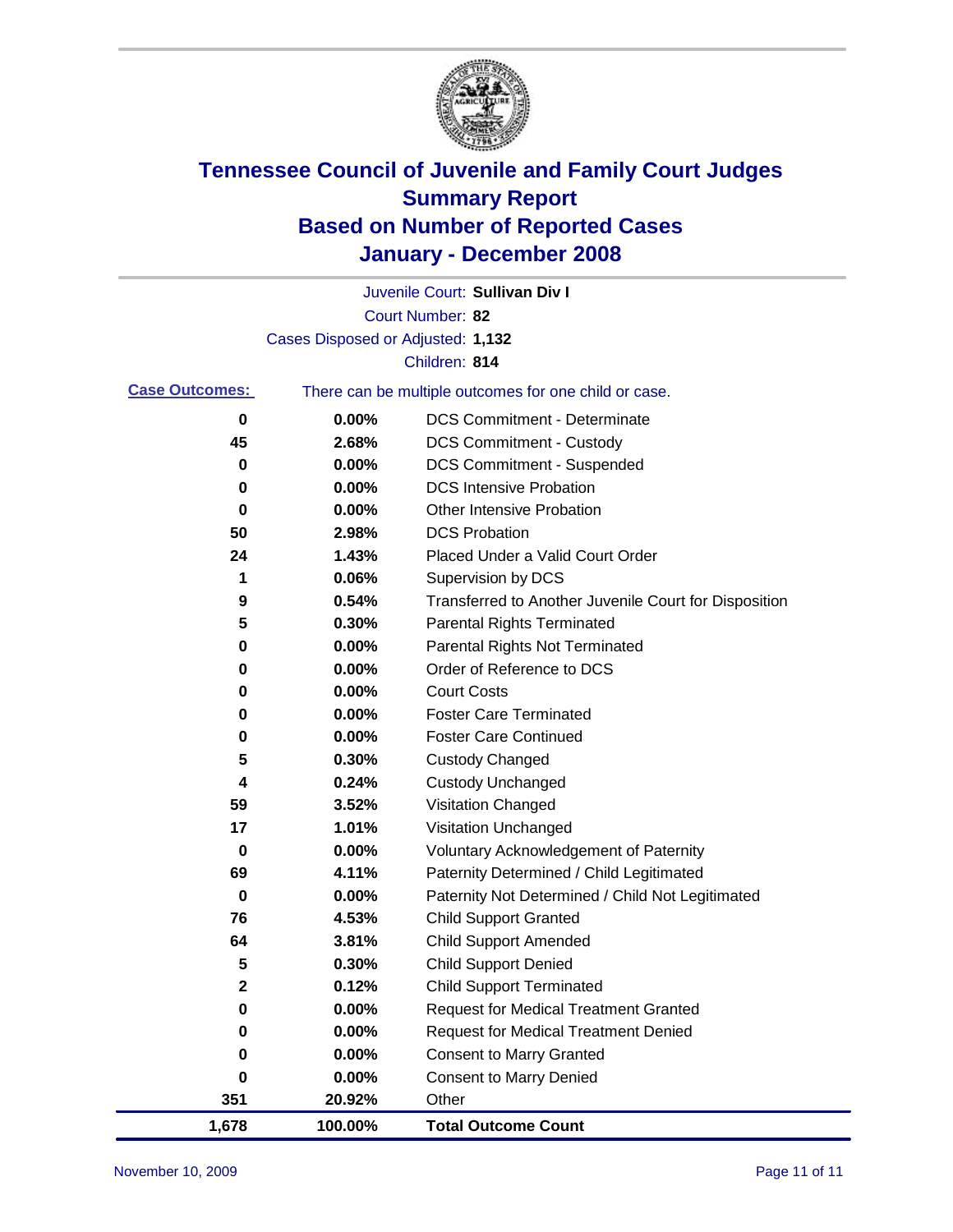# Tennessee Council of Juvenile and Family Court Judges
## Summary Report
## Based on Number of Reported Cases
## January - December 2008

Juvenile Court: **Sullivan Div I**

Court Number: **82**

Cases Disposed or Adjusted: **1,132**

Children: **814**

**Case Outcomes:** There can be multiple outcomes for one child or case.

| | | |
|---|---|---|
| 0 | 0.00% | DCS Commitment - Determinate |
| 45 | 2.68% | DCS Commitment - Custody |
| 0 | 0.00% | DCS Commitment - Suspended |
| 0 | 0.00% | DCS Intensive Probation |
| 0 | 0.00% | Other Intensive Probation |
| 50 | 2.98% | DCS Probation |
| 24 | 1.43% | Placed Under a Valid Court Order |
| 1 | 0.06% | Supervision by DCS |
| 9 | 0.54% | Transferred to Another Juvenile Court for Disposition |
| 5 | 0.30% | Parental Rights Terminated |
| 0 | 0.00% | Parental Rights Not Terminated |
| 0 | 0.00% | Order of Reference to DCS |
| 0 | 0.00% | Court Costs |
| 0 | 0.00% | Foster Care Terminated |
| 0 | 0.00% | Foster Care Continued |
| 5 | 0.30% | Custody Changed |
| 4 | 0.24% | Custody Unchanged |
| 59 | 3.52% | Visitation Changed |
| 17 | 1.01% | Visitation Unchanged |
| 0 | 0.00% | Voluntary Acknowledgement of Paternity |
| 69 | 4.11% | Paternity Determined / Child Legitimated |
| 0 | 0.00% | Paternity Not Determined / Child Not Legitimated |
| 76 | 4.53% | Child Support Granted |
| 64 | 3.81% | Child Support Amended |
| 5 | 0.30% | Child Support Denied |
| 2 | 0.12% | Child Support Terminated |
| 0 | 0.00% | Request for Medical Treatment Granted |
| 0 | 0.00% | Request for Medical Treatment Denied |
| 0 | 0.00% | Consent to Marry Granted |
| 0 | 0.00% | Consent to Marry Denied |
| 351 | 20.92% | Other |
| **1,678** | **100.00%** | **Total Outcome Count** |